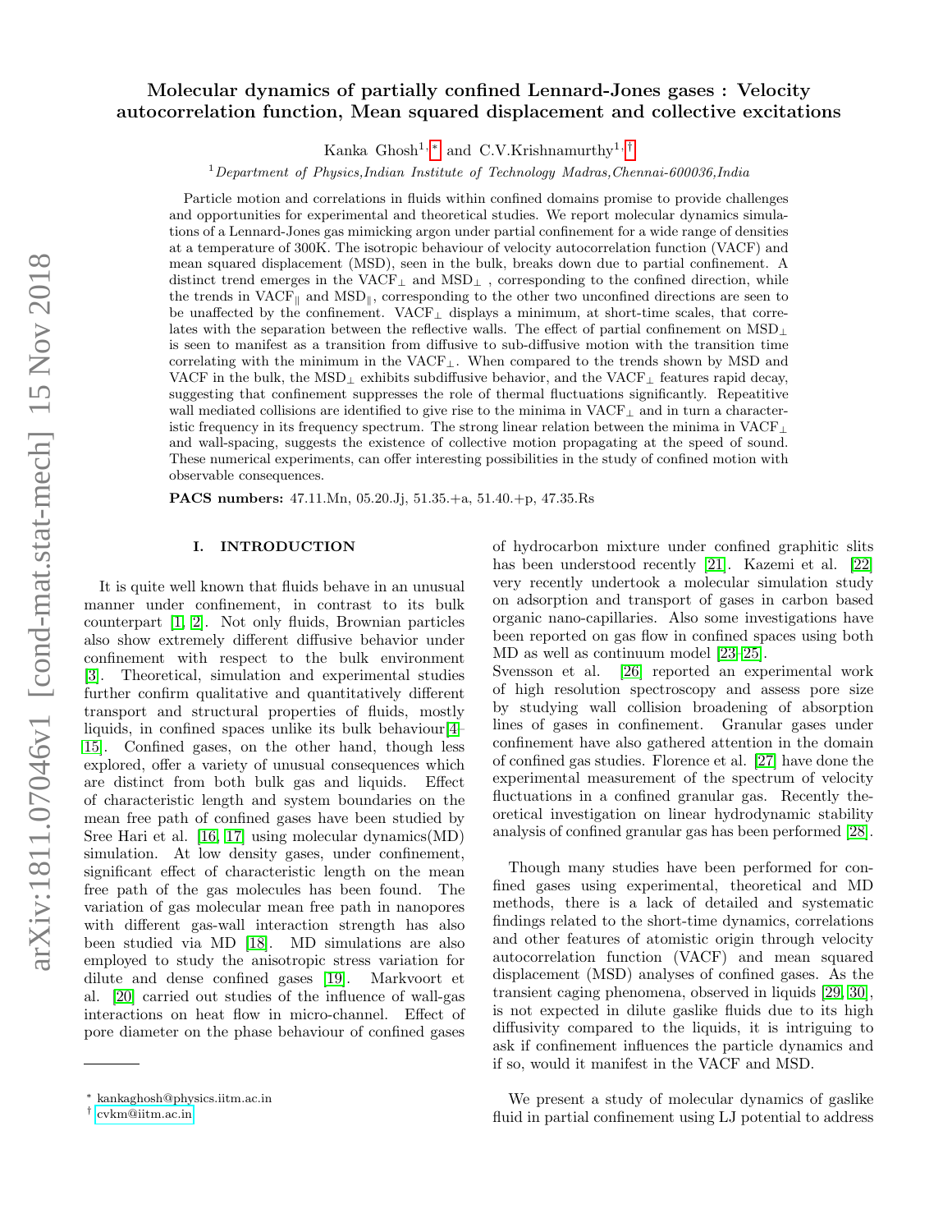# Molecular dynamics of partially confined Lennard-Jones gases : Velocity autocorrelation function, Mean squared displacement and collective excitations

Kanka Ghosh[1,*] and C.V.Krishnamurthy[1,†]

[1] *Department of Physics,Indian Institute of Technology Madras,Chennai-600036,India*

Particle motion and correlations in fluids within confined domains promise to provide challenges and opportunities for experimental and theoretical studies. We report molecular dynamics simulations of a Lennard-Jones gas mimicking argon under partial confinement for a wide range of densities at a temperature of 300K. The isotropic behaviour of velocity autocorrelation function (VACF) and mean squared displacement (MSD), seen in the bulk, breaks down due to partial confinement. A distinct trend emerges in the $\text{VACF}_\perp$ and $\text{MSD}_\perp$ , corresponding to the confined direction, while the trends in $\text{VACF}_\parallel$ and $\text{MSD}_\parallel$, corresponding to the other two unconfined directions are seen to be unaffected by the confinement. $\text{VACF}_\perp$ displays a minimum, at short-time scales, that correlates with the separation between the reflective walls. The effect of partial confinement on $\text{MSD}_\perp$ is seen to manifest as a transition from diffusive to sub-diffusive motion with the transition time correlating with the minimum in the $\text{VACF}_\perp$. When compared to the trends shown by MSD and VACF in the bulk, the $\text{MSD}_\perp$ exhibits subdiffusive behavior, and the $\text{VACF}_\perp$ features rapid decay, suggesting that confinement suppresses the role of thermal fluctuations significantly. Repeatitive wall mediated collisions are identified to give rise to the minima in $\text{VACF}_\perp$ and in turn a characteristic frequency in its frequency spectrum. The strong linear relation between the minima in $\text{VACF}_\perp$ and wall-spacing, suggests the existence of collective motion propagating at the speed of sound. These numerical experiments, can offer interesting possibilities in the study of confined motion with observable consequences.

**PACS numbers:** 47.11.Mn, 05.20.Jj, 51.35.+a, 51.40.+p, 47.35.Rs

## I. INTRODUCTION

It is quite well known that fluids behave in an unusual manner under confinement, in contrast to its bulk counterpart [1, 2]. Not only fluids, Brownian particles also show extremely different diffusive behavior under confinement with respect to the bulk environment [3]. Theoretical, simulation and experimental studies further confirm qualitative and quantitatively different transport and structural properties of fluids, mostly liquids, in confined spaces unlike its bulk behaviour[4–15]. Confined gases, on the other hand, though less explored, offer a variety of unusual consequences which are distinct from both bulk gas and liquids. Effect of characteristic length and system boundaries on the mean free path of confined gases have been studied by Sree Hari et al. [16, 17] using molecular dynamics(MD) simulation. At low density gases, under confinement, significant effect of characteristic length on the mean free path of the gas molecules has been found. The variation of gas molecular mean free path in nanopores with different gas-wall interaction strength has also been studied via MD [18]. MD simulations are also employed to study the anisotropic stress variation for dilute and dense confined gases [19]. Markvoort et al. [20] carried out studies of the influence of wall-gas interactions on heat flow in micro-channel. Effect of pore diameter on the phase behaviour of confined gases of hydrocarbon mixture under confined graphitic slits has been understood recently [21]. Kazemi et al. [22] very recently undertook a molecular simulation study on adsorption and transport of gases in carbon based organic nano-capillaries. Also some investigations have been reported on gas flow in confined spaces using both MD as well as continuum model [23–25].

Svensson et al. [26] reported an experimental work of high resolution spectroscopy and assess pore size by studying wall collision broadening of absorption lines of gases in confinement. Granular gases under confinement have also gathered attention in the domain of confined gas studies. Florence et al. [27] have done the experimental measurement of the spectrum of velocity fluctuations in a confined granular gas. Recently theoretical investigation on linear hydrodynamic stability analysis of confined granular gas has been performed [28].

Though many studies have been performed for confined gases using experimental, theoretical and MD methods, there is a lack of detailed and systematic findings related to the short-time dynamics, correlations and other features of atomistic origin through velocity autocorrelation function (VACF) and mean squared displacement (MSD) analyses of confined gases. As the transient caging phenomena, observed in liquids [29, 30], is not expected in dilute gaslike fluids due to its high diffusivity compared to the liquids, it is intriguing to ask if confinement influences the particle dynamics and if so, would it manifest in the VACF and MSD.

We present a study of molecular dynamics of gaslike fluid in partial confinement using LJ potential to address

* kankaghosh@physics.iitm.ac.in
† cvkm@iitm.ac.in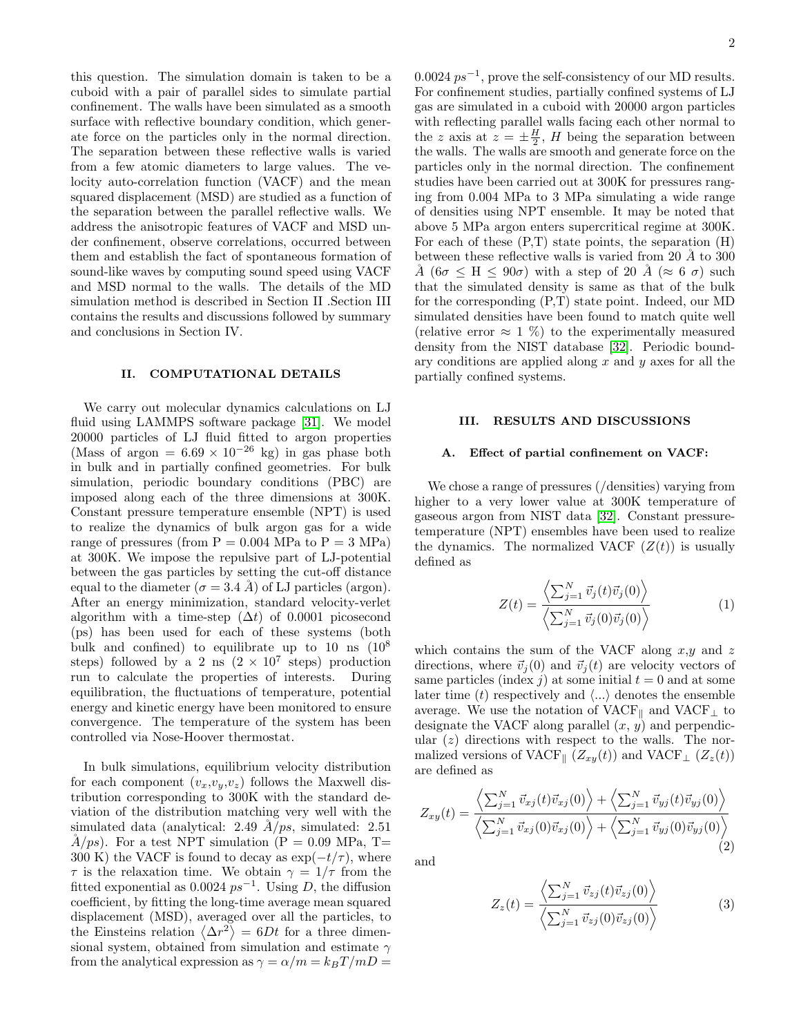this question. The simulation domain is taken to be a cuboid with a pair of parallel sides to simulate partial confinement. The walls have been simulated as a smooth surface with reflective boundary condition, which generate force on the particles only in the normal direction. The separation between these reflective walls is varied from a few atomic diameters to large values. The velocity auto-correlation function (VACF) and the mean squared displacement (MSD) are studied as a function of the separation between the parallel reflective walls. We address the anisotropic features of VACF and MSD under confinement, observe correlations, occurred between them and establish the fact of spontaneous formation of sound-like waves by computing sound speed using VACF and MSD normal to the walls. The details of the MD simulation method is described in Section II .Section III contains the results and discussions followed by summary and conclusions in Section IV.

## II. COMPUTATIONAL DETAILS

We carry out molecular dynamics calculations on LJ fluid using LAMMPS software package [31]. We model 20000 particles of LJ fluid fitted to argon properties (Mass of argon = $6.69 \times 10^{-26}$ kg) in gas phase both in bulk and in partially confined geometries. For bulk simulation, periodic boundary conditions (PBC) are imposed along each of the three dimensions at 300K. Constant pressure temperature ensemble (NPT) is used to realize the dynamics of bulk argon gas for a wide range of pressures (from P = 0.004 MPa to P = 3 MPa) at 300K. We impose the repulsive part of LJ-potential between the gas particles by setting the cut-off distance equal to the diameter ($\sigma = 3.4$ Å) of LJ particles (argon). After an energy minimization, standard velocity-verlet algorithm with a time-step ($\Delta t$) of 0.0001 picosecond (ps) has been used for each of these systems (both bulk and confined) to equilibrate up to 10 ns ($10^8$ steps) followed by a 2 ns ($2 \times 10^7$ steps) production run to calculate the properties of interests. During equilibration, the fluctuations of temperature, potential energy and kinetic energy have been monitored to ensure convergence. The temperature of the system has been controlled via Nose-Hoover thermostat.

In bulk simulations, equilibrium velocity distribution for each component ($v_x$,$v_y$,$v_z$) follows the Maxwell distribution corresponding to 300K with the standard deviation of the distribution matching very well with the simulated data (analytical: 2.49 Å$/ps$, simulated: 2.51 Å$/ps$). For a test NPT simulation (P = 0.09 MPa, T= 300 K) the VACF is found to decay as $\exp(-t/\tau)$, where $\tau$ is the relaxation time. We obtain $\gamma = 1/\tau$ from the fitted exponential as 0.0024 $ps^{-1}$. Using $D$, the diffusion coefficient, by fitting the long-time average mean squared displacement (MSD), averaged over all the particles, to the Einsteins relation $\langle \Delta r^2 \rangle = 6Dt$ for a three dimensional system, obtained from simulation and estimate $\gamma$ from the analytical expression as $\gamma = \alpha/m = k_B T/mD =$ 0.0024 $ps^{-1}$, prove the self-consistency of our MD results. For confinement studies, partially confined systems of LJ gas are simulated in a cuboid with 20000 argon particles with reflecting parallel walls facing each other normal to the $z$ axis at $z = \pm\frac{H}{2}$, $H$ being the separation between the walls. The walls are smooth and generate force on the particles only in the normal direction. The confinement studies have been carried out at 300K for pressures ranging from 0.004 MPa to 3 MPa simulating a wide range of densities using NPT ensemble. It may be noted that above 5 MPa argon enters supercritical regime at 300K. For each of these (P,T) state points, the separation (H) between these reflective walls is varied from 20 Å to 300 Å ($6\sigma \leq$ H $\leq 90\sigma$) with a step of 20 Å ($\approx$ 6 $\sigma$) such that the simulated density is same as that of the bulk for the corresponding (P,T) state point. Indeed, our MD simulated densities have been found to match quite well (relative error $\approx$ 1 %) to the experimentally measured density from the NIST database [32]. Periodic boundary conditions are applied along $x$ and $y$ axes for all the partially confined systems.

## III. RESULTS AND DISCUSSIONS

### A. Effect of partial confinement on VACF:

We chose a range of pressures (/densities) varying from higher to a very lower value at 300K temperature of gaseous argon from NIST data [32]. Constant pressure-temperature (NPT) ensembles have been used to realize the dynamics. The normalized VACF ($Z(t)$) is usually defined as

$$Z(t) = \frac{\left\langle \sum_{j=1}^{N} \vec{v}_j(t)\vec{v}_j(0) \right\rangle}{\left\langle \sum_{j=1}^{N} \vec{v}_j(0)\vec{v}_j(0) \right\rangle} \tag{1}$$

which contains the sum of the VACF along $x$,$y$ and $z$ directions, where $\vec{v}_j(0)$ and $\vec{v}_j(t)$ are velocity vectors of same particles (index $j$) at some initial $t = 0$ and at some later time ($t$) respectively and $\langle ... \rangle$ denotes the ensemble average. We use the notation of VACF$_\parallel$ and VACF$_\perp$ to designate the VACF along parallel ($x$, $y$) and perpendicular ($z$) directions with respect to the walls. The normalized versions of VACF$_\parallel$ ($Z_{xy}(t)$) and VACF$_\perp$ ($Z_z(t)$) are defined as

$$Z_{xy}(t) = \frac{\left\langle \sum_{j=1}^{N} \vec{v}_{xj}(t)\vec{v}_{xj}(0) \right\rangle + \left\langle \sum_{j=1}^{N} \vec{v}_{yj}(t)\vec{v}_{yj}(0) \right\rangle}{\left\langle \sum_{j=1}^{N} \vec{v}_{xj}(0)\vec{v}_{xj}(0) \right\rangle + \left\langle \sum_{j=1}^{N} \vec{v}_{yj}(0)\vec{v}_{yj}(0) \right\rangle} \tag{2}$$

and

$$Z_z(t) = \frac{\left\langle \sum_{j=1}^{N} \vec{v}_{zj}(t)\vec{v}_{zj}(0) \right\rangle}{\left\langle \sum_{j=1}^{N} \vec{v}_{zj}(0)\vec{v}_{zj}(0) \right\rangle} \tag{3}$$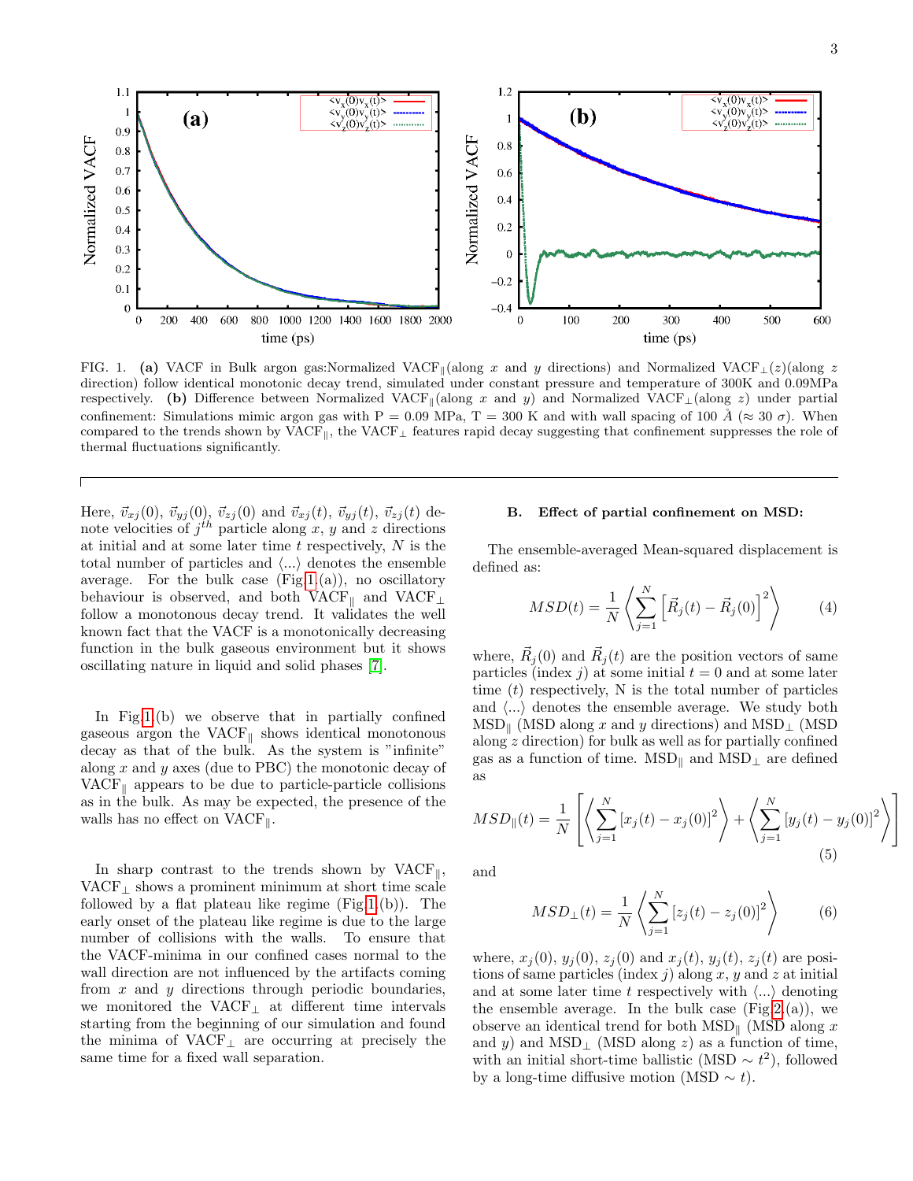FIG. 1. **(a)** VACF in Bulk argon gas:Normalized VACF$_{\|}$(along $x$ and $y$ directions) and Normalized VACF$_{\perp}(z)$(along $z$ direction) follow identical monotonic decay trend, simulated under constant pressure and temperature of 300K and 0.09MPa respectively. **(b)** Difference between Normalized VACF$_{\|}$(along $x$ and $y$) and Normalized VACF$_{\perp}$(along $z$) under partial confinement: Simulations mimic argon gas with P = 0.09 MPa, T = 300 K and with wall spacing of 100 $\mathring{A}$ ($\approx$ 30 $\sigma$). When compared to the trends shown by VACF$_{\|}$, the VACF$_{\perp}$ features rapid decay suggesting that confinement suppresses the role of thermal fluctuations significantly.

Here, $\vec{v}_{xj}(0)$, $\vec{v}_{yj}(0)$, $\vec{v}_{zj}(0)$ and $\vec{v}_{xj}(t)$, $\vec{v}_{yj}(t)$, $\vec{v}_{zj}(t)$ denote velocities of $j^{th}$ particle along $x$, $y$ and $z$ directions at initial and at some later time $t$ respectively, $N$ is the total number of particles and $\langle ... \rangle$ denotes the ensemble average. For the bulk case (Fig 1(a)), no oscillatory behaviour is observed, and both VACF$_{\|}$ and VACF$_{\perp}$ follow a monotonous decay trend. It validates the well known fact that the VACF is a monotonically decreasing function in the bulk gaseous environment but it shows oscillating nature in liquid and solid phases [7].

In Fig 1(b) we observe that in partially confined gaseous argon the VACF$_{\|}$ shows identical monotonous decay as that of the bulk. As the system is "infinite" along $x$ and $y$ axes (due to PBC) the monotonic decay of VACF$_{\|}$ appears to be due to particle-particle collisions as in the bulk. As may be expected, the presence of the walls has no effect on VACF$_{\|}$.

In sharp contrast to the trends shown by VACF$_{\|}$, VACF$_{\perp}$ shows a prominent minimum at short time scale followed by a flat plateau like regime (Fig 1(b)). The early onset of the plateau like regime is due to the large number of collisions with the walls. To ensure that the VACF-minima in our confined cases normal to the wall direction are not influenced by the artifacts coming from $x$ and $y$ directions through periodic boundaries, we monitored the VACF$_{\perp}$ at different time intervals starting from the beginning of our simulation and found the minima of VACF$_{\perp}$ are occurring at precisely the same time for a fixed wall separation.

## B. Effect of partial confinement on MSD:

The ensemble-averaged Mean-squared displacement is defined as:

$$MSD(t) = \frac{1}{N}\left\langle \sum_{j=1}^{N}\left[\vec{R}_j(t) - \vec{R}_j(0)\right]^2 \right\rangle \tag{4}$$

where, $\vec{R}_j(0)$ and $\vec{R}_j(t)$ are the position vectors of same particles (index $j$) at some initial $t = 0$ and at some later time ($t$) respectively, N is the total number of particles and $\langle ... \rangle$ denotes the ensemble average. We study both MSD$_{\|}$ (MSD along $x$ and $y$ directions) and MSD$_{\perp}$ (MSD along $z$ direction) for bulk as well as for partially confined gas as a function of time. MSD$_{\|}$ and MSD$_{\perp}$ are defined as

$$MSD_{\|}(t) = \frac{1}{N}\left[\left\langle \sum_{j=1}^{N}[x_j(t) - x_j(0)]^2 \right\rangle + \left\langle \sum_{j=1}^{N}[y_j(t) - y_j(0)]^2 \right\rangle\right] \tag{5}$$

and

$$MSD_{\perp}(t) = \frac{1}{N}\left\langle \sum_{j=1}^{N}[z_j(t) - z_j(0)]^2 \right\rangle \tag{6}$$

where, $x_j(0)$, $y_j(0)$, $z_j(0)$ and $x_j(t)$, $y_j(t)$, $z_j(t)$ are positions of same particles (index $j$) along $x$, $y$ and $z$ at initial and at some later time $t$ respectively with $\langle ... \rangle$ denoting the ensemble average. In the bulk case (Fig 2(a)), we observe an identical trend for both MSD$_{\|}$ (MSD along $x$ and $y$) and MSD$_{\perp}$ (MSD along $z$) as a function of time, with an initial short-time ballistic (MSD $\sim t^2$), followed by a long-time diffusive motion (MSD $\sim t$).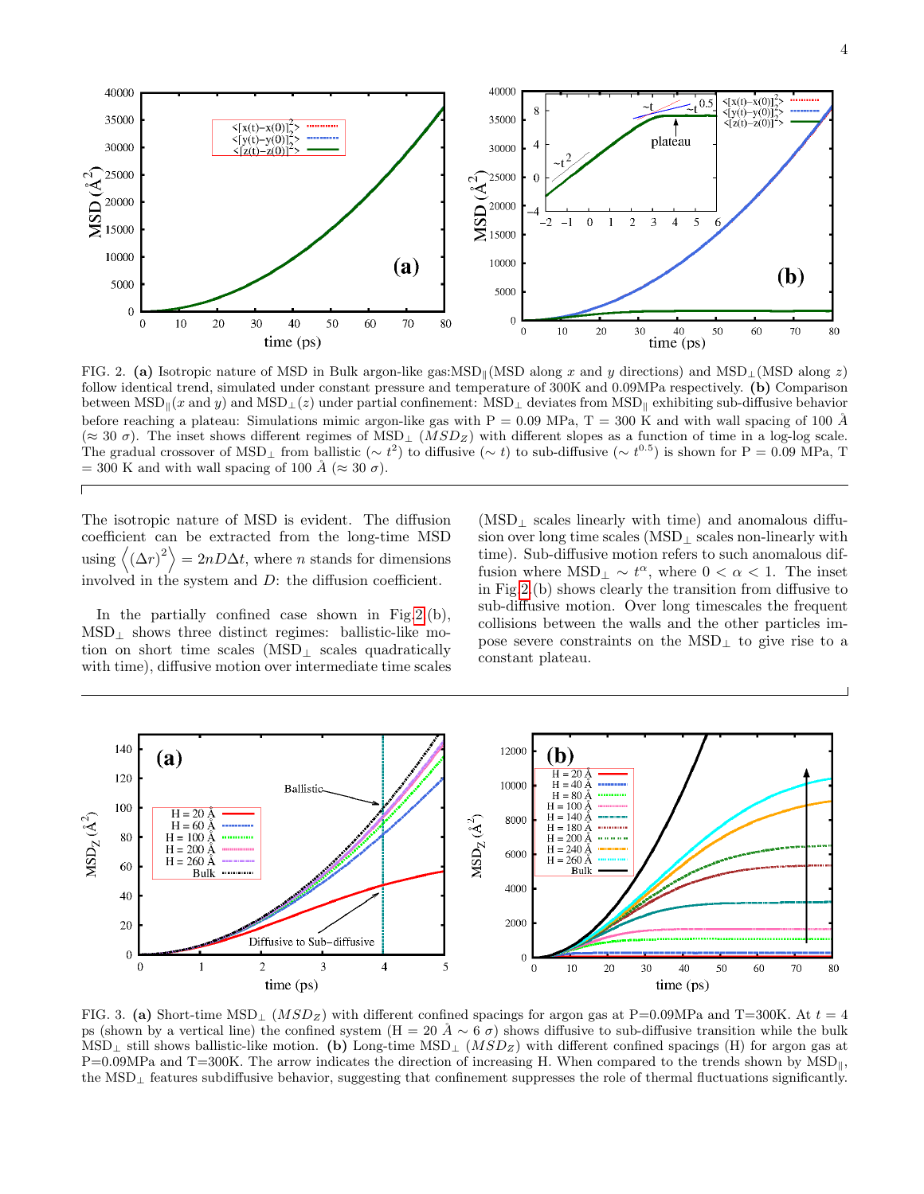FIG. 2. **(a)** Isotropic nature of MSD in Bulk argon-like gas:$\mathrm{MSD}_{\parallel}$(MSD along $x$ and $y$ directions) and $\mathrm{MSD}_{\perp}$(MSD along $z$) follow identical trend, simulated under constant pressure and temperature of 300K and 0.09MPa respectively. **(b)** Comparison between $\mathrm{MSD}_{\parallel}$($x$ and $y$) and $\mathrm{MSD}_{\perp}$($z$) under partial confinement: $\mathrm{MSD}_{\perp}$ deviates from $\mathrm{MSD}_{\parallel}$ exhibiting sub-diffusive behavior before reaching a plateau: Simulations mimic argon-like gas with P = 0.09 MPa, T = 300 K and with wall spacing of 100 $\AA$ ($\approx$ 30 $\sigma$). The inset shows different regimes of $\mathrm{MSD}_{\perp}$ ($MSD_Z$) with different slopes as a function of time in a log-log scale. The gradual crossover of $\mathrm{MSD}_{\perp}$ from ballistic ($\sim t^2$) to diffusive ($\sim t$) to sub-diffusive ($\sim t^{0.5}$) is shown for P = 0.09 MPa, T = 300 K and with wall spacing of 100 $\AA$ ($\approx$ 30 $\sigma$).

The isotropic nature of MSD is evident. The diffusion coefficient can be extracted from the long-time MSD using $\left\langle (\Delta r)^2 \right\rangle = 2nD\Delta t$, where $n$ stands for dimensions involved in the system and $D$: the diffusion coefficient.

In the partially confined case shown in Fig 2 (b), $\mathrm{MSD}_{\perp}$ shows three distinct regimes: ballistic-like motion on short time scales ($\mathrm{MSD}_{\perp}$ scales quadratically with time), diffusive motion over intermediate time scales ($\mathrm{MSD}_{\perp}$ scales linearly with time) and anomalous diffusion over long time scales ($\mathrm{MSD}_{\perp}$ scales non-linearly with time). Sub-diffusive motion refers to such anomalous diffusion where $\mathrm{MSD}_{\perp} \sim t^{\alpha}$, where $0 < \alpha < 1$. The inset in Fig 2 (b) shows clearly the transition from diffusive to sub-diffusive motion. Over long timescales the frequent collisions between the walls and the other particles impose severe constraints on the $\mathrm{MSD}_{\perp}$ to give rise to a constant plateau.

FIG. 3. **(a)** Short-time $\mathrm{MSD}_{\perp}$ ($MSD_Z$) with different confined spacings for argon gas at P=0.09MPa and T=300K. At $t$ = 4 ps (shown by a vertical line) the confined system (H = 20 $\AA$ $\sim$ 6 $\sigma$) shows diffusive to sub-diffusive transition while the bulk $\mathrm{MSD}_{\perp}$ still shows ballistic-like motion. **(b)** Long-time $\mathrm{MSD}_{\perp}$ ($MSD_Z$) with different confined spacings (H) for argon gas at P=0.09MPa and T=300K. The arrow indicates the direction of increasing H. When compared to the trends shown by $\mathrm{MSD}_{\parallel}$, the $\mathrm{MSD}_{\perp}$ features subdiffusive behavior, suggesting that confinement suppresses the role of thermal fluctuations significantly.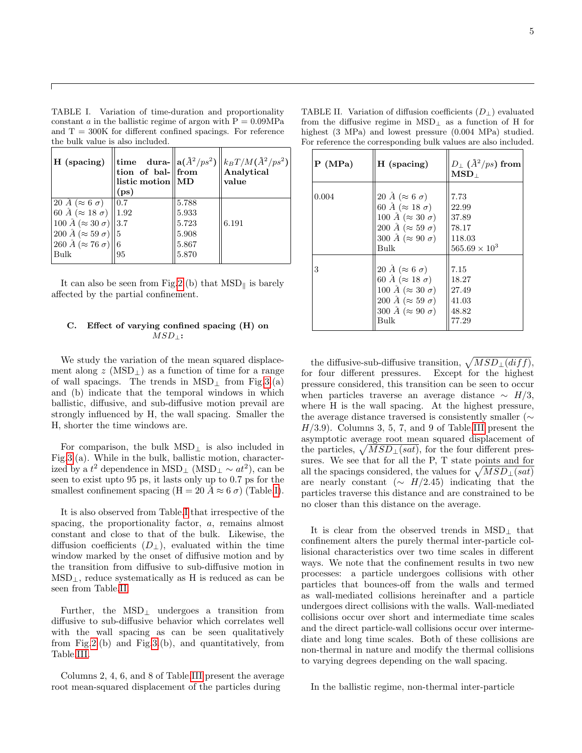TABLE I. Variation of time-duration and proportionality constant $a$ in the ballistic regime of argon with P = 0.09MPa and T = 300K for different confined spacings. For reference the bulk value is also included.

| **H (spacing)** | **time duration of ballistic motion (ps)** | **a($\AA^2/ps^2$) from MD** | **$k_BT/M(\AA^2/ps^2)$ Analytical value** |
|---|---|---|---|
| 20 $\AA$ ($\approx 6\ \sigma$) | 0.7 | 5.788 | |
| 60 $\AA$ ($\approx 18\ \sigma$) | 1.92 | 5.933 | |
| 100 $\AA$ ($\approx 30\ \sigma$) | 3.7 | 5.723 | 6.191 |
| 200 $\AA$ ($\approx 59\ \sigma$) | 5 | 5.908 | |
| 260 $\AA$ ($\approx 76\ \sigma$) | 6 | 5.867 | |
| Bulk | 95 | 5.870 | |

It can also be seen from Fig.2 (b) that $\mathrm{MSD}_\parallel$ is barely affected by the partial confinement.

### C. Effect of varying confined spacing (H) on $MSD_\perp$:

We study the variation of the mean squared displacement along $z$ ($\mathrm{MSD}_\perp$) as a function of time for a range of wall spacings. The trends in $\mathrm{MSD}_\perp$ from Fig.3 (a) and (b) indicate that the temporal windows in which ballistic, diffusive, and sub-diffusive motion prevail are strongly influenced by H, the wall spacing. Smaller the H, shorter the time windows are.

For comparison, the bulk $\mathrm{MSD}_\perp$ is also included in Fig.3 (a). While in the bulk, ballistic motion, characterized by a $t^2$ dependence in $\mathrm{MSD}_\perp$ ($\mathrm{MSD}_\perp \sim at^2$), can be seen to exist upto 95 ps, it lasts only up to 0.7 ps for the smallest confinement spacing (H = 20 $\AA \approx 6\ \sigma$) (Table I).

It is also observed from Table I that irrespective of the spacing, the proportionality factor, $a$, remains almost constant and close to that of the bulk. Likewise, the diffusion coefficients ($D_\perp$), evaluated within the time window marked by the onset of diffusive motion and by the transition from diffusive to sub-diffusive motion in $\mathrm{MSD}_\perp$, reduce systematically as H is reduced as can be seen from Table II.

Further, the $\mathrm{MSD}_\perp$ undergoes a transition from diffusive to sub-diffusive behavior which correlates well with the wall spacing as can be seen qualitatively from Fig.2 (b) and Fig.3 (b), and quantitatively, from Table III.

Columns 2, 4, 6, and 8 of Table III present the average root mean-squared displacement of the particles during the diffusive-sub-diffusive transition, $\sqrt{MSD_\perp(diff)}$, for four different pressures. Except for the highest pressure considered, this transition can be seen to occur when particles traverse an average distance $\sim H/3$, where H is the wall spacing. At the highest pressure, the average distance traversed is consistently smaller ($\sim H/3.9$). Columns 3, 5, 7, and 9 of Table III present the asymptotic average root mean squared displacement of the particles, $\sqrt{MSD_\perp(sat)}$, for the four different pressures. We see that for all the P, T state points and for all the spacings considered, the values for $\sqrt{MSD_\perp(sat)}$ are nearly constant ($\sim H/2.45$) indicating that the particles traverse this distance and are constrained to be no closer than this distance on the average.

TABLE II. Variation of diffusion coefficients ($D_\perp$) evaluated from the diffusive regime in $\mathrm{MSD}_\perp$ as a function of H for highest (3 MPa) and lowest pressure (0.004 MPa) studied. For reference the corresponding bulk values are also included.

| **P (MPa)** | **H (spacing)** | **$D_\perp$ ($\AA^2/ps$) from $\mathrm{MSD}_\perp$** |
|---|---|---|
| 0.004 | 20 $\AA$ ($\approx 6\ \sigma$) | 7.73 |
| | 60 $\AA$ ($\approx 18\ \sigma$) | 22.99 |
| | 100 $\AA$ ($\approx 30\ \sigma$) | 37.89 |
| | 200 $\AA$ ($\approx 59\ \sigma$) | 78.17 |
| | 300 $\AA$ ($\approx 90\ \sigma$) | 118.03 |
| | Bulk | $565.69 \times 10^3$ |
| 3 | 20 $\AA$ ($\approx 6\ \sigma$) | 7.15 |
| | 60 $\AA$ ($\approx 18\ \sigma$) | 18.27 |
| | 100 $\AA$ ($\approx 30\ \sigma$) | 27.49 |
| | 200 $\AA$ ($\approx 59\ \sigma$) | 41.03 |
| | 300 $\AA$ ($\approx 90\ \sigma$) | 48.82 |
| | Bulk | 77.29 |

It is clear from the observed trends in $\mathrm{MSD}_\perp$ that confinement alters the purely thermal inter-particle collisional characteristics over two time scales in different ways. We note that the confinement results in two new processes: a particle undergoes collisions with other particles that bounces-off from the walls and termed as wall-mediated collisions hereinafter and a particle undergoes direct collisions with the walls. Wall-mediated collisions occur over short and intermediate time scales and the direct particle-wall collisions occur over intermediate and long time scales. Both of these collisions are non-thermal in nature and modify the thermal collisions to varying degrees depending on the wall spacing.

In the ballistic regime, non-thermal inter-particle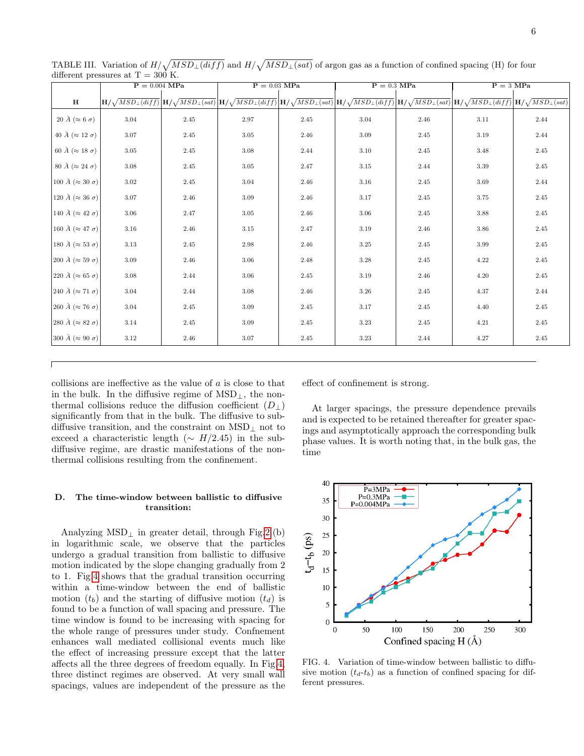TABLE III. Variation of $H/\sqrt{MSD_{\perp}(diff)}$ and $H/\sqrt{MSD_{\perp}(sat)}$ of argon gas as a function of confined spacing (H) for four different pressures at T = 300 K.

| | P = 0.004 MPa | | P = 0.03 MPa | | P = 0.3 MPa | | P = 3 MPa | |
|---|---|---|---|---|---|---|---|---|
| **H** | $\mathbf{H}/\sqrt{MSD_{\perp}(diff)}$ | $\mathbf{H}/\sqrt{MSD_{\perp}(sat)}$ | $\mathbf{H}/\sqrt{MSD_{\perp}(diff)}$ | $\mathbf{H}/\sqrt{MSD_{\perp}(sat)}$ | $\mathbf{H}/\sqrt{MSD_{\perp}(diff)}$ | $\mathbf{H}/\sqrt{MSD_{\perp}(sat)}$ | $\mathbf{H}/\sqrt{MSD_{\perp}(diff)}$ | $\mathbf{H}/\sqrt{MSD_{\perp}(sat)}$ |
| 20 Å ($\approx$ 6 $\sigma$) | 3.04 | 2.45 | 2.97 | 2.45 | 3.04 | 2.46 | 3.11 | 2.44 |
| 40 Å ($\approx$ 12 $\sigma$) | 3.07 | 2.45 | 3.05 | 2.46 | 3.09 | 2.45 | 3.19 | 2.44 |
| 60 Å ($\approx$ 18 $\sigma$) | 3.05 | 2.45 | 3.08 | 2.44 | 3.10 | 2.45 | 3.48 | 2.45 |
| 80 Å ($\approx$ 24 $\sigma$) | 3.08 | 2.45 | 3.05 | 2.47 | 3.15 | 2.44 | 3.39 | 2.45 |
| 100 Å ($\approx$ 30 $\sigma$) | 3.02 | 2.45 | 3.04 | 2.46 | 3.16 | 2.45 | 3.69 | 2.44 |
| 120 Å ($\approx$ 36 $\sigma$) | 3.07 | 2.46 | 3.09 | 2.46 | 3.17 | 2.45 | 3.75 | 2.45 |
| 140 Å ($\approx$ 42 $\sigma$) | 3.06 | 2.47 | 3.05 | 2.46 | 3.06 | 2.45 | 3.88 | 2.45 |
| 160 Å ($\approx$ 47 $\sigma$) | 3.16 | 2.46 | 3.15 | 2.47 | 3.19 | 2.46 | 3.86 | 2.45 |
| 180 Å ($\approx$ 53 $\sigma$) | 3.13 | 2.45 | 2.98 | 2.46 | 3.25 | 2.45 | 3.99 | 2.45 |
| 200 Å ($\approx$ 59 $\sigma$) | 3.09 | 2.46 | 3.06 | 2.48 | 3.28 | 2.45 | 4.22 | 2.45 |
| 220 Å ($\approx$ 65 $\sigma$) | 3.08 | 2.44 | 3.06 | 2.45 | 3.19 | 2.46 | 4.20 | 2.45 |
| 240 Å ($\approx$ 71 $\sigma$) | 3.04 | 2.44 | 3.08 | 2.46 | 3.26 | 2.45 | 4.37 | 2.44 |
| 260 Å ($\approx$ 76 $\sigma$) | 3.04 | 2.45 | 3.09 | 2.45 | 3.17 | 2.45 | 4.40 | 2.45 |
| 280 Å ($\approx$ 82 $\sigma$) | 3.14 | 2.45 | 3.09 | 2.45 | 3.23 | 2.45 | 4.21 | 2.45 |
| 300 Å ($\approx$ 90 $\sigma$) | 3.12 | 2.46 | 3.07 | 2.45 | 3.23 | 2.44 | 4.27 | 2.45 |

collisions are ineffective as the value of $a$ is close to that in the bulk. In the diffusive regime of $MSD_{\perp}$, the non-thermal collisions reduce the diffusion coefficient ($D_{\perp}$) significantly from that in the bulk. The diffusive to sub-diffusive transition, and the constraint on $MSD_{\perp}$ not to exceed a characteristic length ($\sim H/2.45$) in the sub-diffusive regime, are drastic manifestations of the non-thermal collisions resulting from the confinement.

### D. The time-window between ballistic to diffusive transition:

Analyzing $MSD_{\perp}$ in greater detail, through Fig.2 (b) in logarithmic scale, we observe that the particles undergo a gradual transition from ballistic to diffusive motion indicated by the slope changing gradually from 2 to 1. Fig.4 shows that the gradual transition occurring within a time-window between the end of ballistic motion ($t_b$) and the starting of diffusive motion ($t_d$) is found to be a function of wall spacing and pressure. The time window is found to be increasing with spacing for the whole range of pressures under study. Confnement enhances wall mediated collisional events much like the effect of increasing pressure except that the latter affects all the three degrees of freedom equally. In Fig.4, three distinct regimes are observed. At very small wall spacings, values are independent of the pressure as the effect of confinement is strong.

At larger spacings, the pressure dependence prevails and is expected to be retained thereafter for greater spacings and asymptotically approach the corresponding bulk phase values. It is worth noting that, in the bulk gas, the time

FIG. 4. Variation of time-window between ballistic to diffusive motion ($t_d$-$t_b$) as a function of confined spacing for different pressures.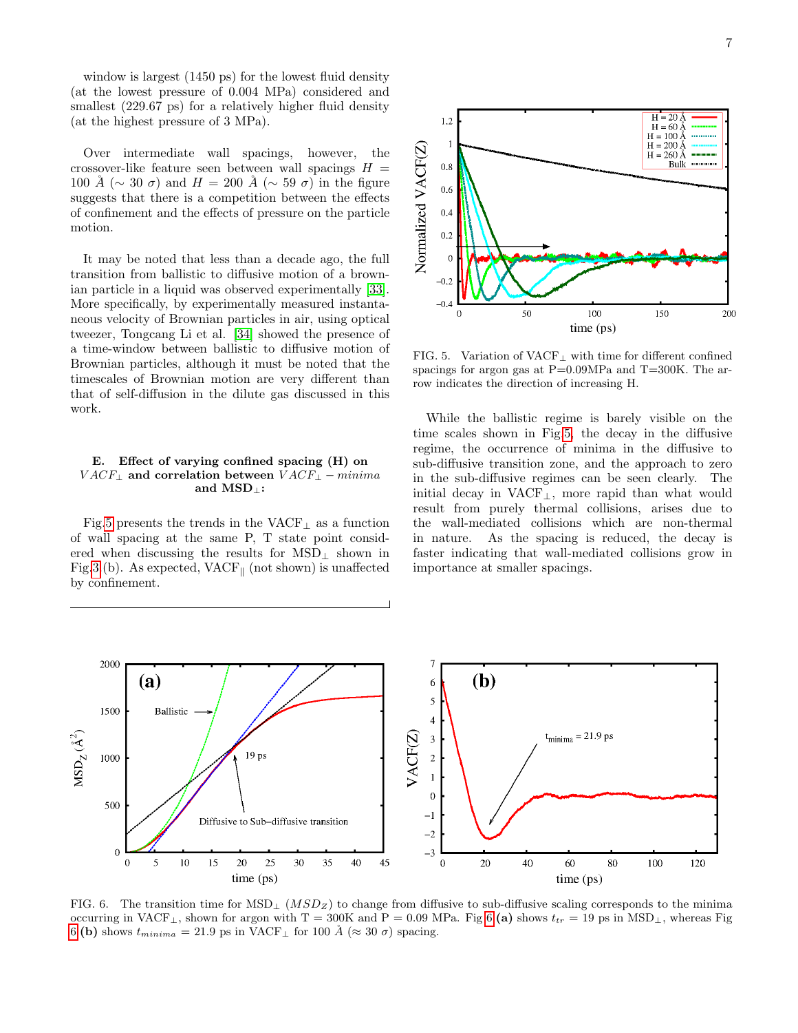window is largest (1450 ps) for the lowest fluid density (at the lowest pressure of 0.004 MPa) considered and smallest (229.67 ps) for a relatively higher fluid density (at the highest pressure of 3 MPa).

Over intermediate wall spacings, however, the crossover-like feature seen between wall spacings $H = 100$ Å ($\sim 30\ \sigma$) and $H = 200$ Å ($\sim 59\ \sigma$) in the figure suggests that there is a competition between the effects of confinement and the effects of pressure on the particle motion.

It may be noted that less than a decade ago, the full transition from ballistic to diffusive motion of a brownian particle in a liquid was observed experimentally [33]. More specifically, by experimentally measured instantaneous velocity of Brownian particles in air, using optical tweezer, Tongcang Li et al. [34] showed the presence of a time-window between ballistic to diffusive motion of Brownian particles, although it must be noted that the timescales of Brownian motion are very different than that of self-diffusion in the dilute gas discussed in this work.

### E. Effect of varying confined spacing (H) on $VACF_\perp$ and correlation between $VACF_\perp - minima$ and MSD$_\perp$:

Fig.5 presents the trends in the VACF$_\perp$ as a function of wall spacing at the same P, T state point considered when discussing the results for MSD$_\perp$ shown in Fig.3 (b). As expected, VACF$_\parallel$ (not shown) is unaffected by confinement.

FIG. 5. Variation of VACF$_\perp$ with time for different confined spacings for argon gas at P=0.09MPa and T=300K. The arrow indicates the direction of increasing H.

While the ballistic regime is barely visible on the time scales shown in Fig.5, the decay in the diffusive regime, the occurrence of minima in the diffusive to sub-diffusive transition zone, and the approach to zero in the sub-diffusive regimes can be seen clearly. The initial decay in VACF$_\perp$, more rapid than what would result from purely thermal collisions, arises due to the wall-mediated collisions which are non-thermal in nature. As the spacing is reduced, the decay is faster indicating that wall-mediated collisions grow in importance at smaller spacings.

FIG. 6. The transition time for MSD$_\perp$ ($MSD_Z$) to change from diffusive to sub-diffusive scaling corresponds to the minima occurring in VACF$_\perp$, shown for argon with T = 300K and P = 0.09 MPa. Fig 6 **(a)** shows $t_{tr}$ = 19 ps in MSD$_\perp$, whereas Fig 6 **(b)** shows $t_{minima}$ = 21.9 ps in VACF$_\perp$ for 100 Å ($\approx 30\ \sigma$) spacing.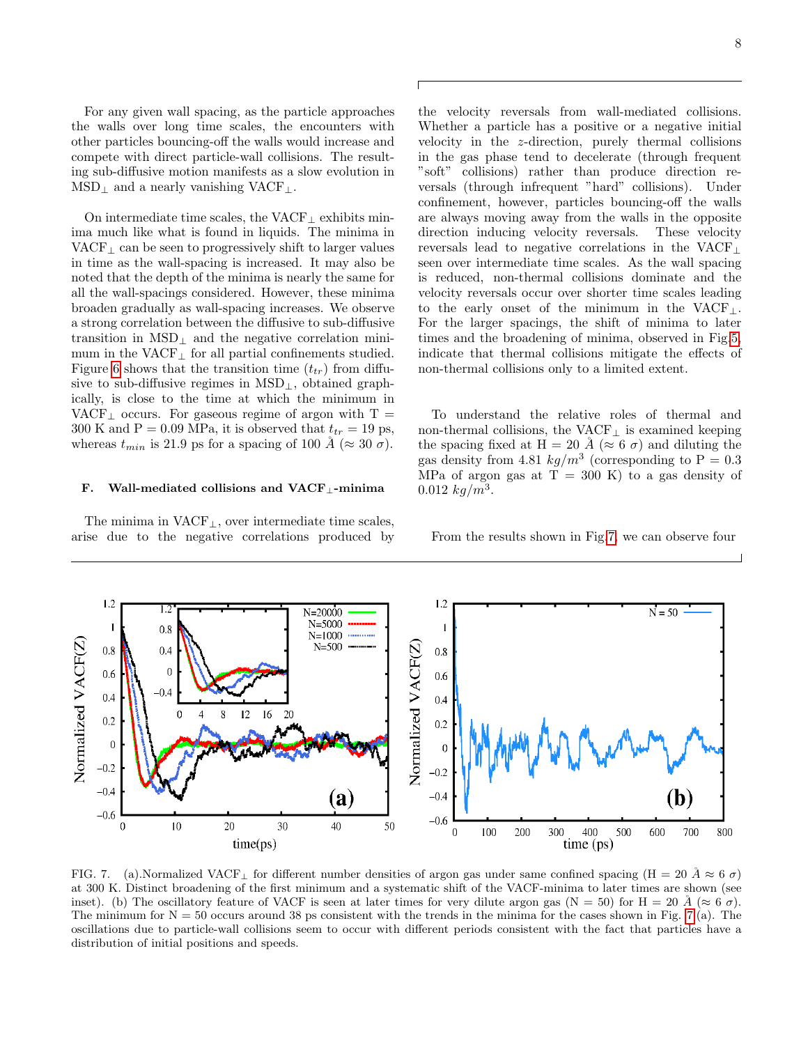For any given wall spacing, as the particle approaches the walls over long time scales, the encounters with other particles bouncing-off the walls would increase and compete with direct particle-wall collisions. The resulting sub-diffusive motion manifests as a slow evolution in $MSD_\perp$ and a nearly vanishing $VACF_\perp$.

On intermediate time scales, the $VACF_\perp$ exhibits minima much like what is found in liquids. The minima in $VACF_\perp$ can be seen to progressively shift to larger values in time as the wall-spacing is increased. It may also be noted that the depth of the minima is nearly the same for all the wall-spacings considered. However, these minima broaden gradually as wall-spacing increases. We observe a strong correlation between the diffusive to sub-diffusive transition in $MSD_\perp$ and the negative correlation minimum in the $VACF_\perp$ for all partial confinements studied. Figure 6 shows that the transition time ($t_{tr}$) from diffusive to sub-diffusive regimes in $MSD_\perp$, obtained graphically, is close to the time at which the minimum in $VACF_\perp$ occurs. For gaseous regime of argon with T = 300 K and P = 0.09 MPa, it is observed that $t_{tr}$ = 19 ps, whereas $t_{min}$ is 21.9 ps for a spacing of 100 $\AA$ ($\approx 30\ \sigma$).

### F. Wall-mediated collisions and $VACF_\perp$-minima

The minima in $VACF_\perp$, over intermediate time scales, arise due to the negative correlations produced by the velocity reversals from wall-mediated collisions. Whether a particle has a positive or a negative initial velocity in the $z$-direction, purely thermal collisions in the gas phase tend to decelerate (through frequent "soft" collisions) rather than produce direction reversals (through infrequent "hard" collisions). Under confinement, however, particles bouncing-off the walls are always moving away from the walls in the opposite direction inducing velocity reversals. These velocity reversals lead to negative correlations in the $VACF_\perp$ seen over intermediate time scales. As the wall spacing is reduced, non-thermal collisions dominate and the velocity reversals occur over shorter time scales leading to the early onset of the minimum in the $VACF_\perp$. For the larger spacings, the shift of minima to later times and the broadening of minima, observed in Fig.5, indicate that thermal collisions mitigate the effects of non-thermal collisions only to a limited extent.

To understand the relative roles of thermal and non-thermal collisions, the $VACF_\perp$ is examined keeping the spacing fixed at H = 20 $\AA$ ($\approx 6\ \sigma$) and diluting the gas density from 4.81 $kg/m^3$ (corresponding to P = 0.3 MPa of argon gas at T = 300 K) to a gas density of 0.012 $kg/m^3$.

From the results shown in Fig.7, we can observe four

FIG. 7. (a).Normalized $VACF_\perp$ for different number densities of argon gas under same confined spacing (H = 20 $\AA \approx 6\ \sigma$) at 300 K. Distinct broadening of the first minimum and a systematic shift of the VACF-minima to later times are shown (see inset). (b) The oscillatory feature of VACF is seen at later times for very dilute argon gas (N = 50) for H = 20 $\AA$ ($\approx 6\ \sigma$). The minimum for N = 50 occurs around 38 ps consistent with the trends in the minima for the cases shown in Fig. 7(a). The oscillations due to particle-wall collisions seem to occur with different periods consistent with the fact that particles have a distribution of initial positions and speeds.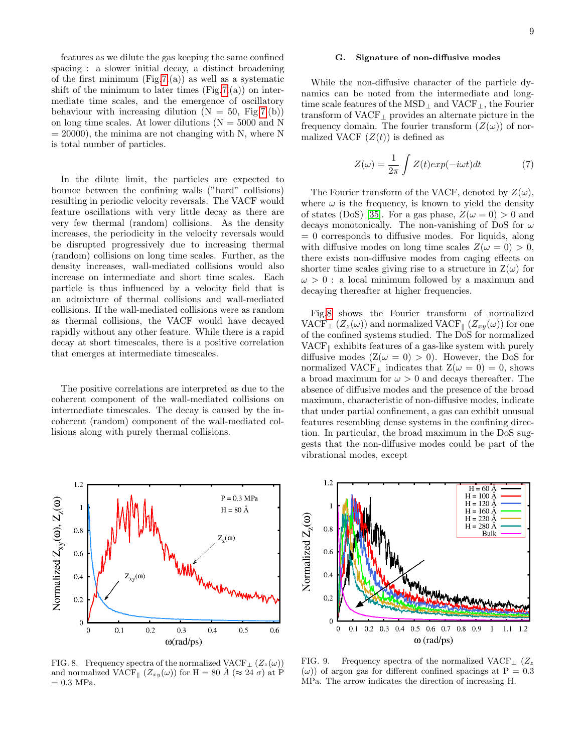features as we dilute the gas keeping the same confined spacing : a slower initial decay, a distinct broadening of the first minimum (Fig.7(a)) as well as a systematic shift of the minimum to later times (Fig.7(a)) on intermediate time scales, and the emergence of oscillatory behaviour with increasing dilution (N = 50, Fig.7(b)) on long time scales. At lower dilutions (N = 5000 and N = 20000), the minima are not changing with N, where N is total number of particles.

In the dilute limit, the particles are expected to bounce between the confining walls ("hard" collisions) resulting in periodic velocity reversals. The VACF would feature oscillations with very little decay as there are very few thermal (random) collisions. As the density increases, the periodicity in the velocity reversals would be disrupted progressively due to increasing thermal (random) collisions on long time scales. Further, as the density increases, wall-mediated collisions would also increase on intermediate and short time scales. Each particle is thus influenced by a velocity field that is an admixture of thermal collisions and wall-mediated collisions. If the wall-mediated collisions were as random as thermal collisions, the VACF would have decayed rapidly without any other feature. While there is a rapid decay at short timescales, there is a positive correlation that emerges at intermediate timescales.

The positive correlations are interpreted as due to the coherent component of the wall-mediated collisions on intermediate timescales. The decay is caused by the incoherent (random) component of the wall-mediated collisions along with purely thermal collisions.

### G. Signature of non-diffusive modes

While the non-diffusive character of the particle dynamics can be noted from the intermediate and long-time scale features of the $MSD_\perp$ and $VACF_\perp$, the Fourier transform of $VACF_\perp$ provides an alternate picture in the frequency domain. The fourier transform ($Z(\omega)$) of normalized VACF ($Z(t)$) is defined as

$$Z(\omega) = \frac{1}{2\pi} \int Z(t) exp(-i\omega t) dt \quad (7)$$

The Fourier transform of the VACF, denoted by $Z(\omega)$, where $\omega$ is the frequency, is known to yield the density of states (DoS) [35]. For a gas phase, $Z(\omega = 0) > 0$ and decays monotonically. The non-vanishing of DoS for $\omega = 0$ corresponds to diffusive modes. For liquids, along with diffusive modes on long time scales $Z(\omega = 0) > 0$, there exists non-diffusive modes from caging effects on shorter time scales giving rise to a structure in $Z(\omega)$ for $\omega > 0$ : a local minimum followed by a maximum and decaying thereafter at higher frequencies.

Fig.8 shows the Fourier transform of normalized $VACF_\perp$ ($Z_z(\omega)$) and normalized $VACF_\parallel$ ($Z_{xy}(\omega)$) for one of the confined systems studied. The DoS for normalized $VACF_\parallel$ exhibits features of a gas-like system with purely diffusive modes ($Z(\omega = 0) > 0$). However, the DoS for normalized $VACF_\perp$ indicates that $Z(\omega = 0) = 0$, shows a broad maximum for $\omega > 0$ and decays thereafter. The absence of diffusive modes and the presence of the broad maximum, characteristic of non-diffusive modes, indicate that under partial confinement, a gas can exhibit unusual features resembling dense systems in the confining direction. In particular, the broad maximum in the DoS suggests that the non-diffusive modes could be part of the vibrational modes, except

FIG. 8. Frequency spectra of the normalized $VACF_\perp$ ($Z_z(\omega)$) and normalized $VACF_\parallel$ ($Z_{xy}(\omega)$) for H = 80 Å ($\approx 24\ \sigma$) at P = 0.3 MPa.

FIG. 9. Frequency spectra of the normalized $VACF_\perp$ ($Z_z(\omega)$) of argon gas for different confined spacings at P = 0.3 MPa. The arrow indicates the direction of increasing H.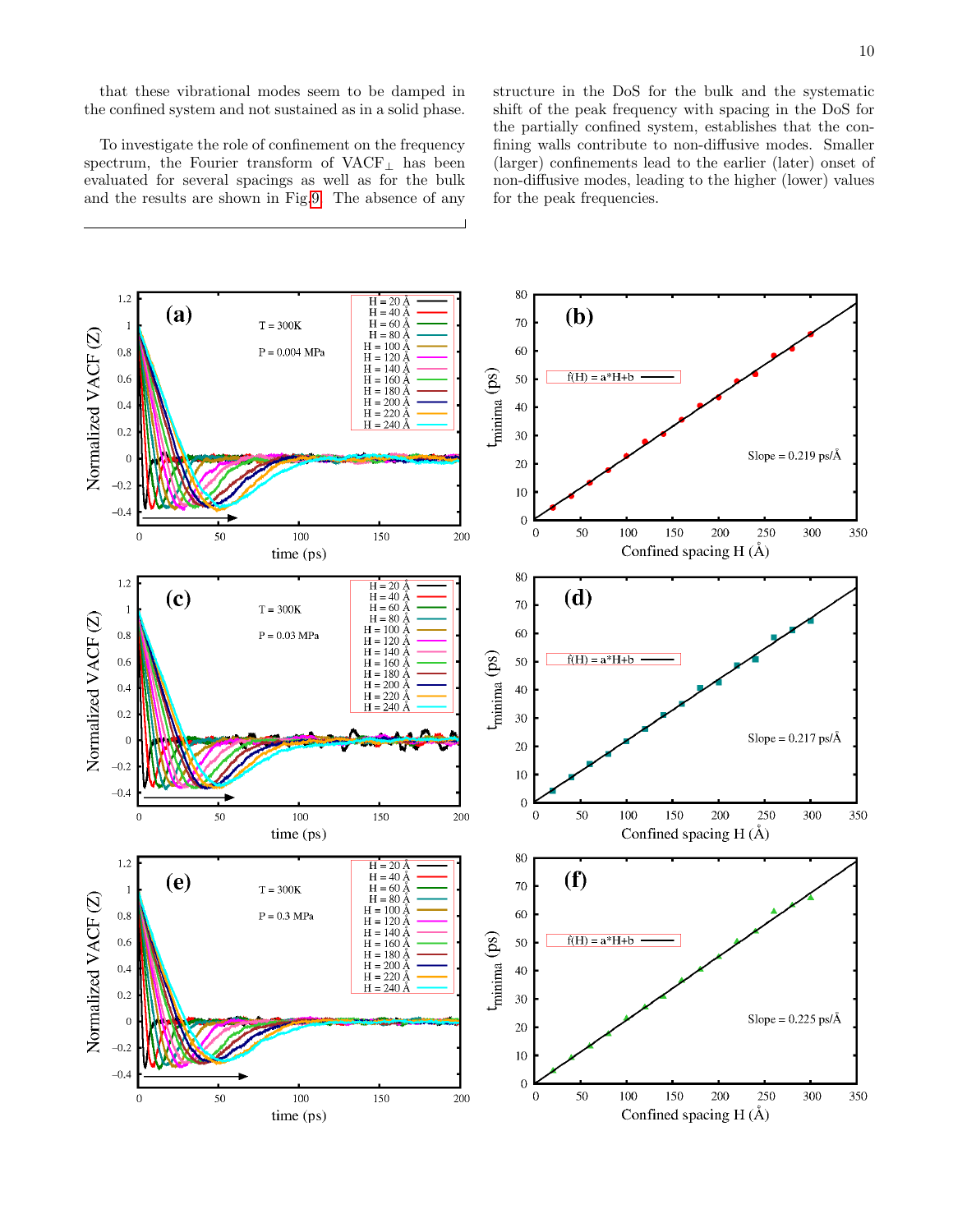that these vibrational modes seem to be damped in the confined system and not sustained as in a solid phase.

To investigate the role of confinement on the frequency spectrum, the Fourier transform of VACF$_{\perp}$ has been evaluated for several spacings as well as for the bulk and the results are shown in Fig.9. The absence of any structure in the DoS for the bulk and the systematic shift of the peak frequency with spacing in the DoS for the partially confined system, establishes that the confining walls contribute to non-diffusive modes. Smaller (larger) confinements lead to the earlier (later) onset of non-diffusive modes, leading to the higher (lower) values for the peak frequencies.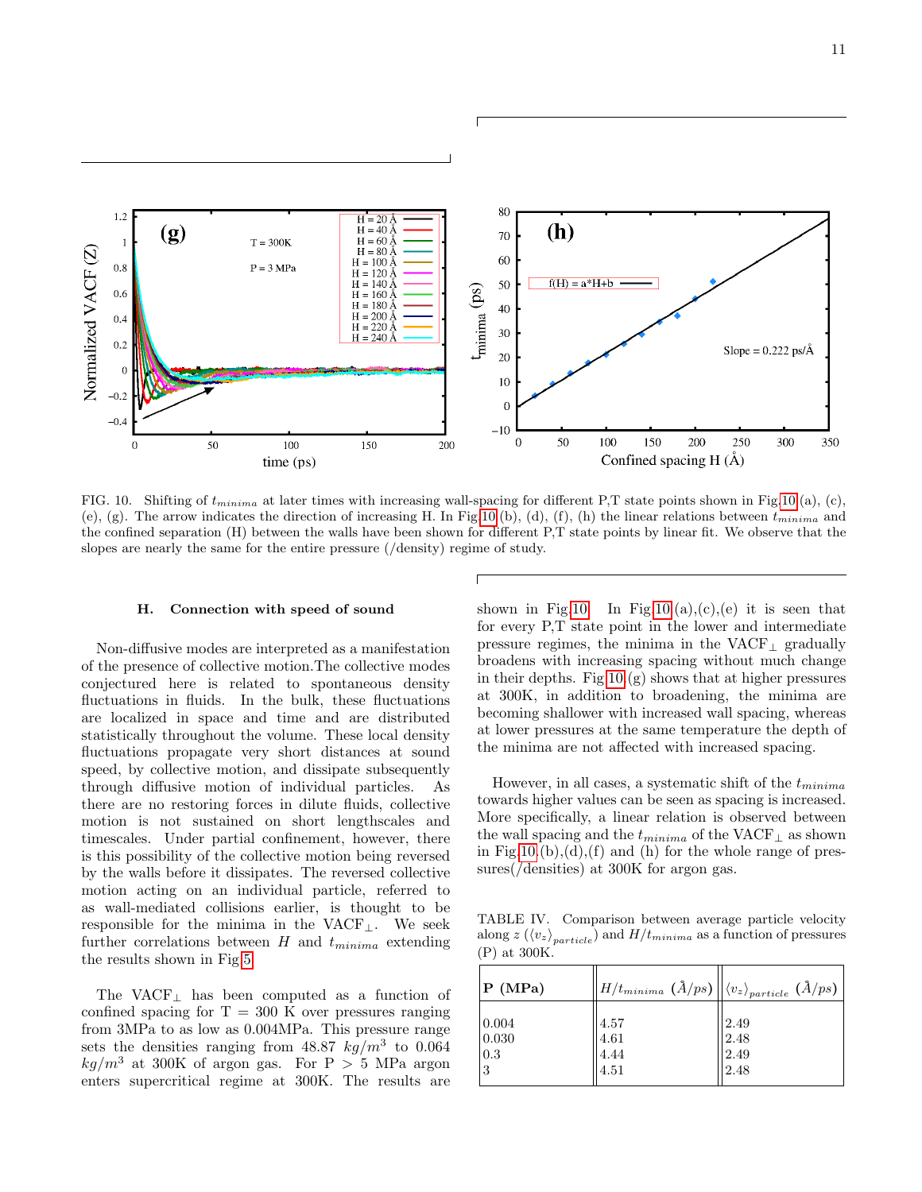FIG. 10. Shifting of $t_{minima}$ at later times with increasing wall-spacing for different P,T state points shown in Fig 10 (a), (c), (e), (g). The arrow indicates the direction of increasing H. In Fig 10 (b), (d), (f), (h) the linear relations between $t_{minima}$ and the confined separation (H) between the walls have been shown for different P,T state points by linear fit. We observe that the slopes are nearly the same for the entire pressure (/density) regime of study.

### H. Connection with speed of sound

Non-diffusive modes are interpreted as a manifestation of the presence of collective motion.The collective modes conjectured here is related to spontaneous density fluctuations in fluids. In the bulk, these fluctuations are localized in space and time and are distributed statistically throughout the volume. These local density fluctuations propagate very short distances at sound speed, by collective motion, and dissipate subsequently through diffusive motion of individual particles. As there are no restoring forces in dilute fluids, collective motion is not sustained on short lengthscales and timescales. Under partial confinement, however, there is this possibility of the collective motion being reversed by the walls before it dissipates. The reversed collective motion acting on an individual particle, referred to as wall-mediated collisions earlier, is thought to be responsible for the minima in the VACF$_\perp$. We seek further correlations between $H$ and $t_{minima}$ extending the results shown in Fig 5.

The VACF$_\perp$ has been computed as a function of confined spacing for T = 300 K over pressures ranging from 3MPa to as low as 0.004MPa. This pressure range sets the densities ranging from 48.87 $kg/m^3$ to 0.064 $kg/m^3$ at 300K of argon gas. For P > 5 MPa argon enters supercritical regime at 300K. The results are shown in Fig 10. In Fig 10 (a),(c),(e) it is seen that for every P,T state point in the lower and intermediate pressure regimes, the minima in the VACF$_\perp$ gradually broadens with increasing spacing without much change in their depths. Fig 10 (g) shows that at higher pressures at 300K, in addition to broadening, the minima are becoming shallower with increased wall spacing, whereas at lower pressures at the same temperature the depth of the minima are not affected with increased spacing.

However, in all cases, a systematic shift of the $t_{minima}$ towards higher values can be seen as spacing is increased. More specifically, a linear relation is observed between the wall spacing and the $t_{minima}$ of the VACF$_\perp$ as shown in Fig 10 (b),(d),(f) and (h) for the whole range of pressures(/densities) at 300K for argon gas.

TABLE IV. Comparison between average particle velocity along $z$ ($\langle v_z \rangle_{particle}$) and $H/t_{minima}$ as a function of pressures (P) at 300K.

| P (MPa) | $H/t_{minima}$ ($\AA/ps$) | $\langle v_z \rangle_{particle}$ ($\AA/ps$) |
|---|---|---|
| 0.004 | 4.57 | 2.49 |
| 0.030 | 4.61 | 2.48 |
| 0.3 | 4.44 | 2.49 |
| 3 | 4.51 | 2.48 |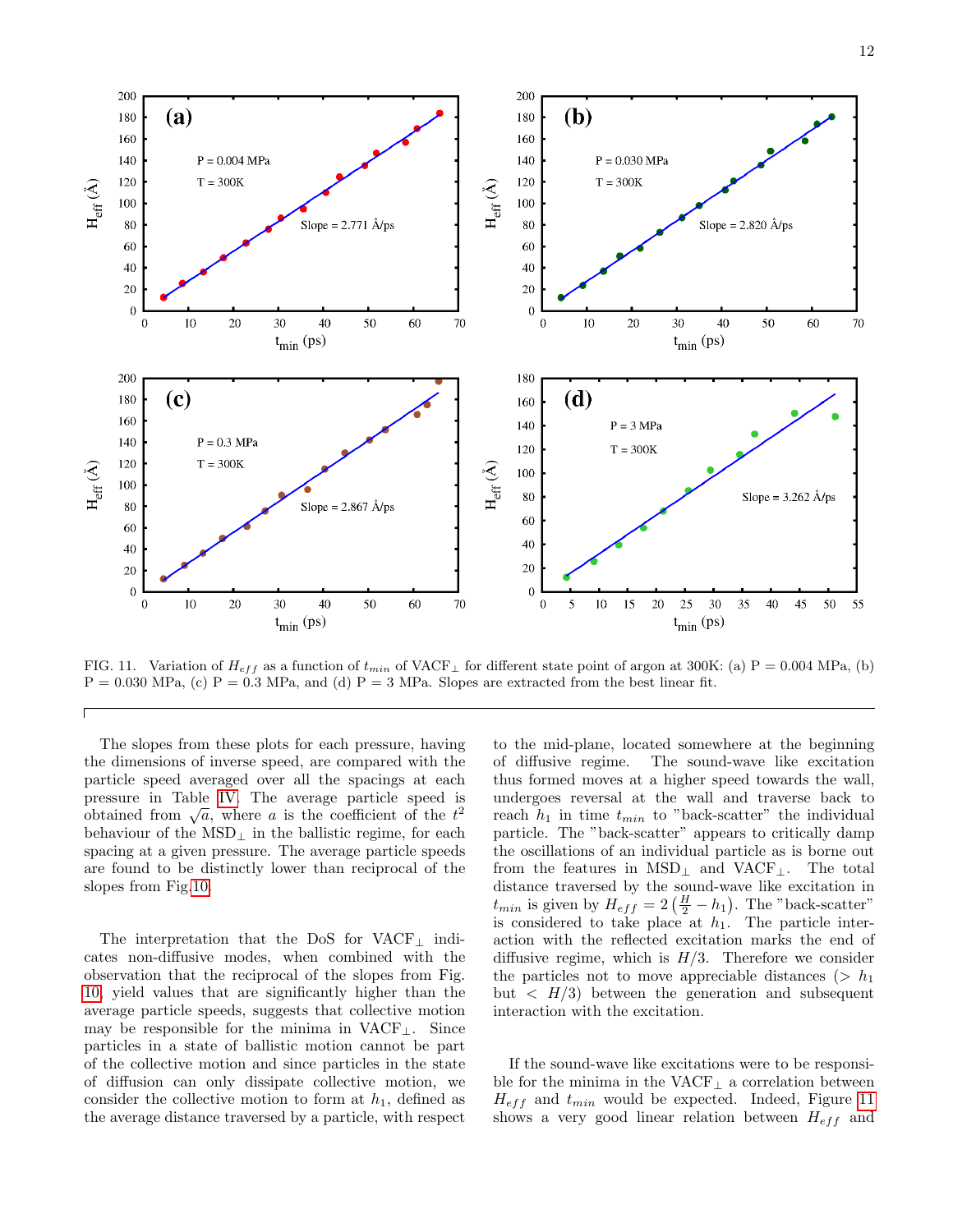FIG. 11. Variation of $H_{eff}$ as a function of $t_{min}$ of VACF$_{\perp}$ for different state point of argon at 300K: (a) P = 0.004 MPa, (b) P = 0.030 MPa, (c) P = 0.3 MPa, and (d) P = 3 MPa. Slopes are extracted from the best linear fit.

The slopes from these plots for each pressure, having the dimensions of inverse speed, are compared with the particle speed averaged over all the spacings at each pressure in Table IV. The average particle speed is obtained from $\sqrt{a}$, where $a$ is the coefficient of the $t^2$ behaviour of the MSD$_{\perp}$ in the ballistic regime, for each spacing at a given pressure. The average particle speeds are found to be distinctly lower than reciprocal of the slopes from Fig.10.

The interpretation that the DoS for VACF$_{\perp}$ indicates non-diffusive modes, when combined with the observation that the reciprocal of the slopes from Fig. 10, yield values that are significantly higher than the average particle speeds, suggests that collective motion may be responsible for the minima in VACF$_{\perp}$. Since particles in a state of ballistic motion cannot be part of the collective motion and since particles in the state of diffusion can only dissipate collective motion, we consider the collective motion to form at $h_1$, defined as the average distance traversed by a particle, with respect to the mid-plane, located somewhere at the beginning of diffusive regime. The sound-wave like excitation thus formed moves at a higher speed towards the wall, undergoes reversal at the wall and traverse back to reach $h_1$ in time $t_{min}$ to "back-scatter" the individual particle. The "back-scatter" appears to critically damp the oscillations of an individual particle as is borne out from the features in MSD$_{\perp}$ and VACF$_{\perp}$. The total distance traversed by the sound-wave like excitation in $t_{min}$ is given by $H_{eff} = 2\left(\frac{H}{2} - h_1\right)$. The "back-scatter" is considered to take place at $h_1$. The particle interaction with the reflected excitation marks the end of diffusive regime, which is $H/3$. Therefore we consider the particles not to move appreciable distances ($> h_1$ but $< H/3$) between the generation and subsequent interaction with the excitation.

If the sound-wave like excitations were to be responsible for the minima in the VACF$_{\perp}$ a correlation between $H_{eff}$ and $t_{min}$ would be expected. Indeed, Figure 11 shows a very good linear relation between $H_{eff}$ and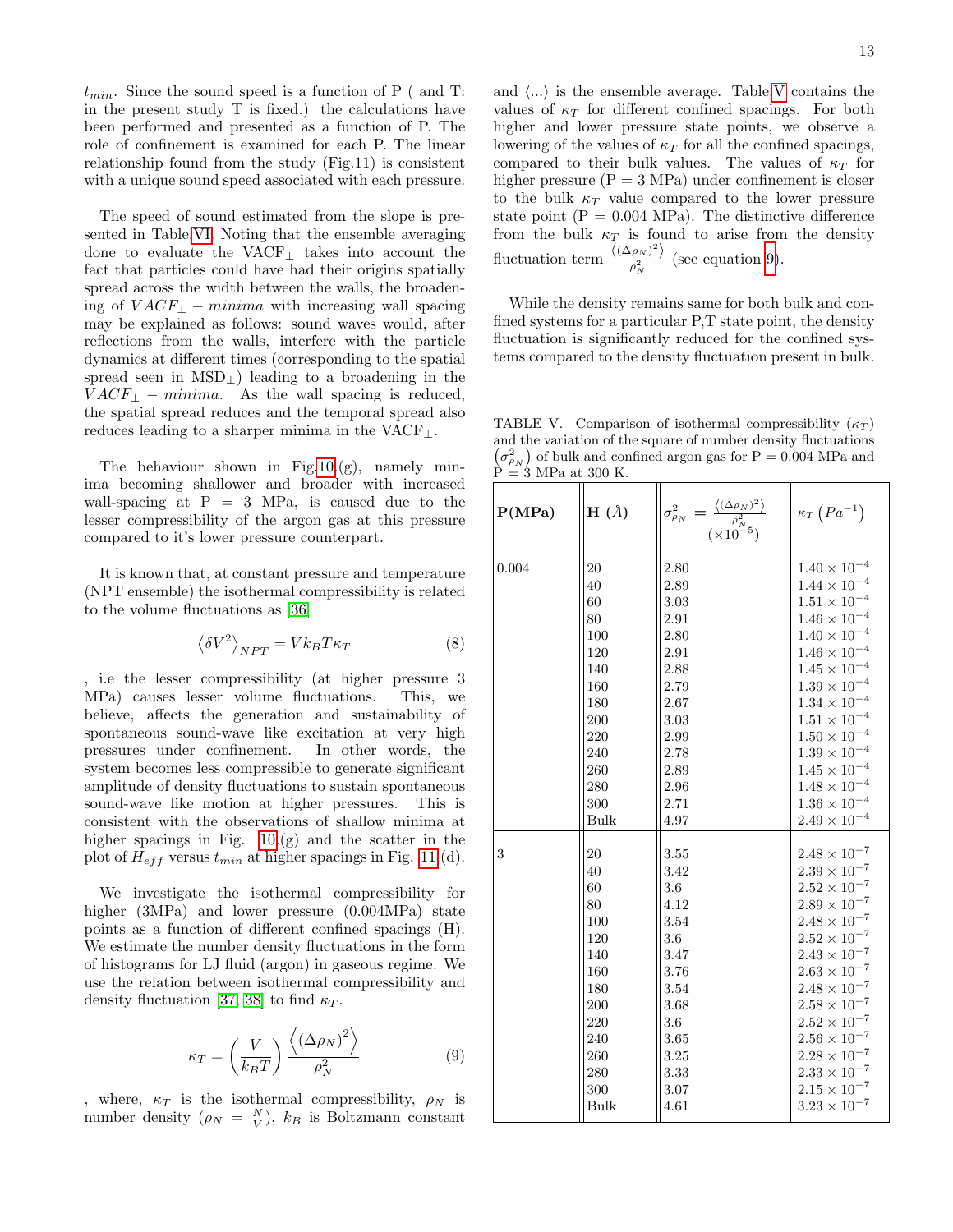$t_{min}$. Since the sound speed is a function of P ( and T: in the present study T is fixed.) the calculations have been performed and presented as a function of P. The role of confinement is examined for each P. The linear relationship found from the study (Fig.11) is consistent with a unique sound speed associated with each pressure.

The speed of sound estimated from the slope is presented in Table VI. Noting that the ensemble averaging done to evaluate the VACF$_\perp$ takes into account the fact that particles could have had their origins spatially spread across the width between the walls, the broadening of $VACF_\perp - minima$ with increasing wall spacing may be explained as follows: sound waves would, after reflections from the walls, interfere with the particle dynamics at different times (corresponding to the spatial spread seen in MSD$_\perp$) leading to a broadening in the $VACF_\perp - minima$. As the wall spacing is reduced, the spatial spread reduces and the temporal spread also reduces leading to a sharper minima in the VACF$_\perp$.

The behaviour shown in Fig.10.(g), namely minima becoming shallower and broader with increased wall-spacing at P = 3 MPa, is caused due to the lesser compressibility of the argon gas at this pressure compared to it's lower pressure counterpart.

It is known that, at constant pressure and temperature (NPT ensemble) the isothermal compressibility is related to the volume fluctuations as [36]

$$\left\langle \delta V^2 \right\rangle_{NPT} = V k_B T \kappa_T \tag{8}$$

, i.e the lesser compressibility (at higher pressure 3 MPa) causes lesser volume fluctuations. This, we believe, affects the generation and sustainability of spontaneous sound-wave like excitation at very high pressures under confinement. In other words, the system becomes less compressible to generate significant amplitude of density fluctuations to sustain spontaneous sound-wave like motion at higher pressures. This is consistent with the observations of shallow minima at higher spacings in Fig. 10.(g) and the scatter in the plot of $H_{eff}$ versus $t_{min}$ at higher spacings in Fig. 11.(d).

We investigate the isothermal compressibility for higher (3MPa) and lower pressure (0.004MPa) state points as a function of different confined spacings (H). We estimate the number density fluctuations in the form of histograms for LJ fluid (argon) in gaseous regime. We use the relation between isothermal compressibility and density fluctuation [37, 38] to find $\kappa_T$.

$$\kappa_T = \left(\frac{V}{k_B T}\right) \frac{\left\langle \left(\Delta \rho_N\right)^2 \right\rangle}{\rho_N^2} \tag{9}$$

, where, $\kappa_T$ is the isothermal compressibility, $\rho_N$ is number density ($\rho_N = \frac{N}{V}$), $k_B$ is Boltzmann constant and $\langle ... \rangle$ is the ensemble average. Table V contains the values of $\kappa_T$ for different confined spacings. For both higher and lower pressure state points, we observe a lowering of the values of $\kappa_T$ for all the confined spacings, compared to their bulk values. The values of $\kappa_T$ for higher pressure (P = 3 MPa) under confinement is closer to the bulk $\kappa_T$ value compared to the lower pressure state point (P = 0.004 MPa). The distinctive difference from the bulk $\kappa_T$ is found to arise from the density fluctuation term $\frac{\left\langle (\Delta \rho_N)^2 \right\rangle}{\rho_N^2}$ (see equation 9).

While the density remains same for both bulk and confined systems for a particular P,T state point, the density fluctuation is significantly reduced for the confined systems compared to the density fluctuation present in bulk.

TABLE V. Comparison of isothermal compressibility ($\kappa_T$) and the variation of the square of number density fluctuations $\left(\sigma^2_{\rho_N}\right)$ of bulk and confined argon gas for P = 0.004 MPa and P = 3 MPa at 300 K.

| **P(MPa)** | **H** ($\AA$) | $\sigma^2_{\rho_N} = \frac{\left\langle (\Delta \rho_N)^2 \right\rangle}{\rho_N^2}$ ($\times 10^{-5}$) | $\kappa_T \left(Pa^{-1}\right)$ |
|---|---|---|---|
| 0.004 | 20 | 2.80 | $1.40 \times 10^{-4}$ |
| | 40 | 2.89 | $1.44 \times 10^{-4}$ |
| | 60 | 3.03 | $1.51 \times 10^{-4}$ |
| | 80 | 2.91 | $1.46 \times 10^{-4}$ |
| | 100 | 2.80 | $1.40 \times 10^{-4}$ |
| | 120 | 2.91 | $1.46 \times 10^{-4}$ |
| | 140 | 2.88 | $1.45 \times 10^{-4}$ |
| | 160 | 2.79 | $1.39 \times 10^{-4}$ |
| | 180 | 2.67 | $1.34 \times 10^{-4}$ |
| | 200 | 3.03 | $1.51 \times 10^{-4}$ |
| | 220 | 2.99 | $1.50 \times 10^{-4}$ |
| | 240 | 2.78 | $1.39 \times 10^{-4}$ |
| | 260 | 2.89 | $1.45 \times 10^{-4}$ |
| | 280 | 2.96 | $1.48 \times 10^{-4}$ |
| | 300 | 2.71 | $1.36 \times 10^{-4}$ |
| | Bulk | 4.97 | $2.49 \times 10^{-4}$ |
| 3 | 20 | 3.55 | $2.48 \times 10^{-7}$ |
| | 40 | 3.42 | $2.39 \times 10^{-7}$ |
| | 60 | 3.6 | $2.52 \times 10^{-7}$ |
| | 80 | 4.12 | $2.89 \times 10^{-7}$ |
| | 100 | 3.54 | $2.48 \times 10^{-7}$ |
| | 120 | 3.6 | $2.52 \times 10^{-7}$ |
| | 140 | 3.47 | $2.43 \times 10^{-7}$ |
| | 160 | 3.76 | $2.63 \times 10^{-7}$ |
| | 180 | 3.54 | $2.48 \times 10^{-7}$ |
| | 200 | 3.68 | $2.58 \times 10^{-7}$ |
| | 220 | 3.6 | $2.52 \times 10^{-7}$ |
| | 240 | 3.65 | $2.56 \times 10^{-7}$ |
| | 260 | 3.25 | $2.28 \times 10^{-7}$ |
| | 280 | 3.33 | $2.33 \times 10^{-7}$ |
| | 300 | 3.07 | $2.15 \times 10^{-7}$ |
| | Bulk | 4.61 | $3.23 \times 10^{-7}$ |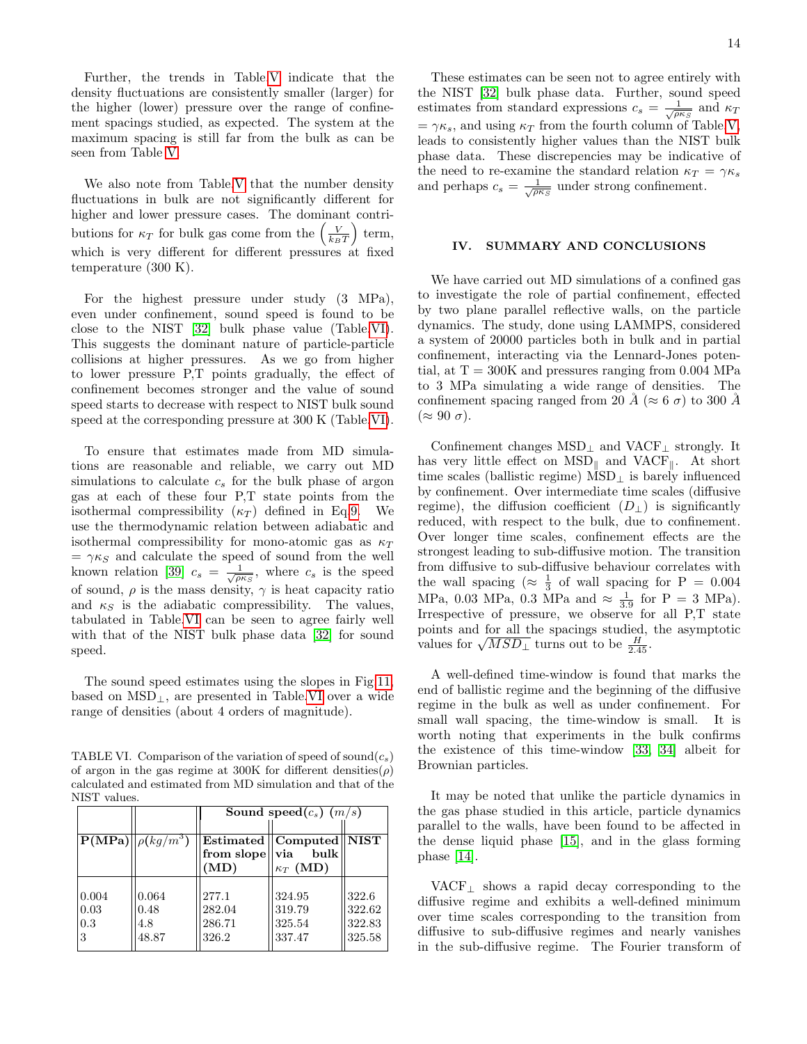Further, the trends in Table V indicate that the density fluctuations are consistently smaller (larger) for the higher (lower) pressure over the range of confinement spacings studied, as expected. The system at the maximum spacing is still far from the bulk as can be seen from Table V.

We also note from Table V that the number density fluctuations in bulk are not significantly different for higher and lower pressure cases. The dominant contributions for $\kappa_T$ for bulk gas come from the $\left(\frac{V}{k_B T}\right)$ term, which is very different for different pressures at fixed temperature (300 K).

For the highest pressure under study (3 MPa), even under confinement, sound speed is found to be close to the NIST [32] bulk phase value (Table VI). This suggests the dominant nature of particle-particle collisions at higher pressures. As we go from higher to lower pressure P,T points gradually, the effect of confinement becomes stronger and the value of sound speed starts to decrease with respect to NIST bulk sound speed at the corresponding pressure at 300 K (Table VI).

To ensure that estimates made from MD simulations are reasonable and reliable, we carry out MD simulations to calculate $c_s$ for the bulk phase of argon gas at each of these four P,T state points from the isothermal compressibility ($\kappa_T$) defined in Eq.9. We use the thermodynamic relation between adiabatic and isothermal compressibility for mono-atomic gas as $\kappa_T = \gamma \kappa_S$ and calculate the speed of sound from the well known relation [39] $c_s = \frac{1}{\sqrt{\rho \kappa_S}}$, where $c_s$ is the speed of sound, $\rho$ is the mass density, $\gamma$ is heat capacity ratio and $\kappa_S$ is the adiabatic compressibility. The values, tabulated in Table VI can be seen to agree fairly well with that of the NIST bulk phase data [32] for sound speed.

The sound speed estimates using the slopes in Fig 11, based on $\text{MSD}_\perp$, are presented in Table VI over a wide range of densities (about 4 orders of magnitude).

TABLE VI. Comparison of the variation of speed of sound($c_s$) of argon in the gas regime at 300K for different densities($\rho$) calculated and estimated from MD simulation and that of the NIST values.

| | | Sound speed($c_s$) ($m/s$) | | |
|---|---|---|---|---|
| **P(MPa)** | $\rho(kg/m^3)$ | **Estimated from slope (MD)** | **Computed via bulk $\kappa_T$ (MD)** | **NIST** |
| 0.004 | 0.064 | 277.1 | 324.95 | 322.6 |
| 0.03 | 0.48 | 282.04 | 319.79 | 322.62 |
| 0.3 | 4.8 | 286.71 | 325.54 | 322.83 |
| 3 | 48.87 | 326.2 | 337.47 | 325.58 |

These estimates can be seen not to agree entirely with the NIST [32] bulk phase data. Further, sound speed estimates from standard expressions $c_s = \frac{1}{\sqrt{\rho \kappa_S}}$ and $\kappa_T = \gamma \kappa_s$, and using $\kappa_T$ from the fourth column of Table V, leads to consistently higher values than the NIST bulk phase data. These discrepencies may be indicative of the need to re-examine the standard relation $\kappa_T = \gamma \kappa_s$ and perhaps $c_s = \frac{1}{\sqrt{\rho \kappa_S}}$ under strong confinement.

## IV. SUMMARY AND CONCLUSIONS

We have carried out MD simulations of a confined gas to investigate the role of partial confinement, effected by two plane parallel reflective walls, on the particle dynamics. The study, done using LAMMPS, considered a system of 20000 particles both in bulk and in partial confinement, interacting via the Lennard-Jones potential, at T = 300K and pressures ranging from 0.004 MPa to 3 MPa simulating a wide range of densities. The confinement spacing ranged from 20 Å ($\approx 6\ \sigma$) to 300 Å ($\approx 90\ \sigma$).

Confinement changes $\text{MSD}_\perp$ and $\text{VACF}_\perp$ strongly. It has very little effect on $\text{MSD}_\parallel$ and $\text{VACF}_\parallel$. At short time scales (ballistic regime) $\text{MSD}_\perp$ is barely influenced by confinement. Over intermediate time scales (diffusive regime), the diffusion coefficient ($D_\perp$) is significantly reduced, with respect to the bulk, due to confinement. Over longer time scales, confinement effects are the strongest leading to sub-diffusive motion. The transition from diffusive to sub-diffusive behaviour correlates with the wall spacing ($\approx \frac{1}{3}$ of wall spacing for P = 0.004 MPa, 0.03 MPa, 0.3 MPa and $\approx \frac{1}{3.9}$ for P = 3 MPa). Irrespective of pressure, we observe for all P,T state points and for all the spacings studied, the asymptotic values for $\sqrt{MSD_\perp}$ turns out to be $\frac{H}{2.45}$.

A well-defined time-window is found that marks the end of ballistic regime and the beginning of the diffusive regime in the bulk as well as under confinement. For small wall spacing, the time-window is small. It is worth noting that experiments in the bulk confirms the existence of this time-window [33, 34] albeit for Brownian particles.

It may be noted that unlike the particle dynamics in the gas phase studied in this article, particle dynamics parallel to the walls, have been found to be affected in the dense liquid phase [15], and in the glass forming phase [14].

$\text{VACF}_\perp$ shows a rapid decay corresponding to the diffusive regime and exhibits a well-defined minimum over time scales corresponding to the transition from diffusive to sub-diffusive regimes and nearly vanishes in the sub-diffusive regime. The Fourier transform of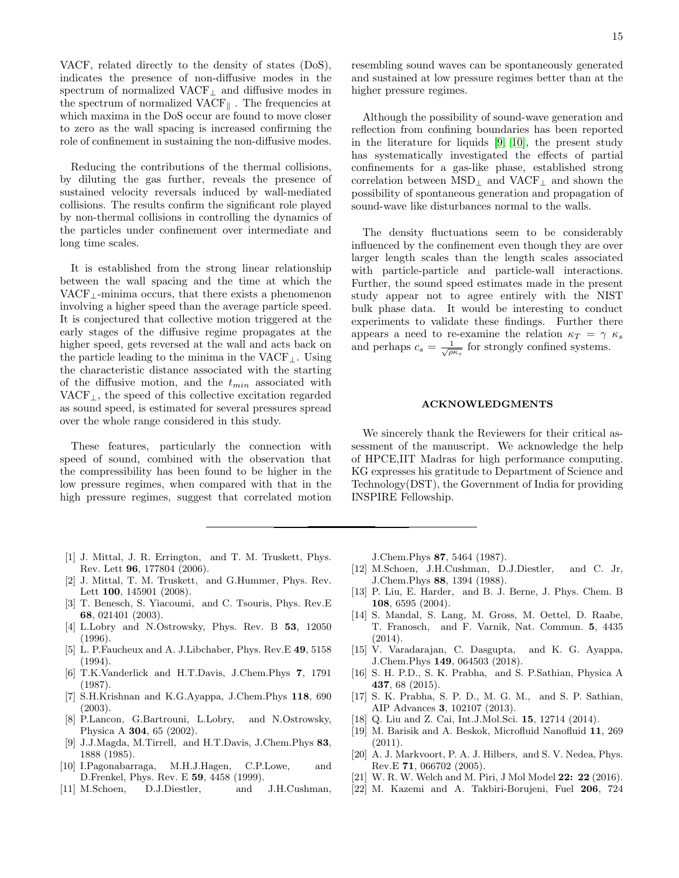VACF, related directly to the density of states (DoS), indicates the presence of non-diffusive modes in the spectrum of normalized VACF$_\perp$ and diffusive modes in the spectrum of normalized VACF$_\parallel$ . The frequencies at which maxima in the DoS occur are found to move closer to zero as the wall spacing is increased confirming the role of confinement in sustaining the non-diffusive modes.

Reducing the contributions of the thermal collisions, by diluting the gas further, reveals the presence of sustained velocity reversals induced by wall-mediated collisions. The results confirm the significant role played by non-thermal collisions in controlling the dynamics of the particles under confinement over intermediate and long time scales.

It is established from the strong linear relationship between the wall spacing and the time at which the VACF$_\perp$-minima occurs, that there exists a phenomenon involving a higher speed than the average particle speed. It is conjectured that collective motion triggered at the early stages of the diffusive regime propagates at the higher speed, gets reversed at the wall and acts back on the particle leading to the minima in the VACF$_\perp$. Using the characteristic distance associated with the starting of the diffusive motion, and the $t_{min}$ associated with VACF$_\perp$, the speed of this collective excitation regarded as sound speed, is estimated for several pressures spread over the whole range considered in this study.

These features, particularly the connection with speed of sound, combined with the observation that the compressibility has been found to be higher in the low pressure regimes, when compared with that in the high pressure regimes, suggest that correlated motion resembling sound waves can be spontaneously generated and sustained at low pressure regimes better than at the higher pressure regimes.

Although the possibility of sound-wave generation and reflection from confining boundaries has been reported in the literature for liquids [9] [10], the present study has systematically investigated the effects of partial confinements for a gas-like phase, established strong correlation between MSD$_\perp$ and VACF$_\perp$ and shown the possibility of spontaneous generation and propagation of sound-wave like disturbances normal to the walls.

The density fluctuations seem to be considerably influenced by the confinement even though they are over larger length scales than the length scales associated with particle-particle and particle-wall interactions. Further, the sound speed estimates made in the present study appear not to agree entirely with the NIST bulk phase data. It would be interesting to conduct experiments to validate these findings. Further there appears a need to re-examine the relation $\kappa_T = \gamma\ \kappa_s$ and perhaps $c_s = \frac{1}{\sqrt{\rho\kappa_s}}$ for strongly confined systems.

## ACKNOWLEDGMENTS

We sincerely thank the Reviewers for their critical assessment of the manuscript. We acknowledge the help of HPCE,IIT Madras for high performance computing. KG expresses his gratitude to Department of Science and Technology(DST), the Government of India for providing INSPIRE Fellowship.

---

[1] J. Mittal, J. R. Errington, and T. M. Truskett, Phys. Rev. Lett **96**, 177804 (2006).

[2] J. Mittal, T. M. Truskett, and G.Hummer, Phys. Rev. Lett **100**, 145901 (2008).

[3] T. Benesch, S. Yiacoumi, and C. Tsouris, Phys. Rev.E **68**, 021401 (2003).

[4] L.Lobry and N.Ostrowsky, Phys. Rev. B **53**, 12050 (1996).

[5] L. P.Faucheux and A. J.Libchaber, Phys. Rev.E **49**, 5158 (1994).

[6] T.K.Vanderlick and H.T.Davis, J.Chem.Phys **7**, 1791 (1987).

[7] S.H.Krishnan and K.G.Ayappa, J.Chem.Phys **118**, 690 (2003).

[8] P.Lancon, G.Bartrouni, L.Lobry, and N.Ostrowsky, Physica A **304**, 65 (2002).

[9] J.J.Magda, M.Tirrell, and H.T.Davis, J.Chem.Phys **83**, 1888 (1985).

[10] I.Pagonabarraga, M.H.J.Hagen, C.P.Lowe, and D.Frenkel, Phys. Rev. E **59**, 4458 (1999).

[11] M.Schoen, D.J.Diestler, and J.H.Cushman, J.Chem.Phys **87**, 5464 (1987).

[12] M.Schoen, J.H.Cushman, D.J.Diestler, and C. Jr, J.Chem.Phys **88**, 1394 (1988).

[13] P. Liu, E. Harder, and B. J. Berne, J. Phys. Chem. B **108**, 6595 (2004).

[14] S. Mandal, S. Lang, M. Gross, M. Oettel, D. Raabe, T. Franosch, and F. Varnik, Nat. Commun. **5**, 4435 (2014).

[15] V. Varadarajan, C. Dasgupta, and K. G. Ayappa, J.Chem.Phys **149**, 064503 (2018).

[16] S. H. P.D., S. K. Prabha, and S. P.Sathian, Physica A **437**, 68 (2015).

[17] S. K. Prabha, S. P. D., M. G. M., and S. P. Sathian, AIP Advances **3**, 102107 (2013).

[18] Q. Liu and Z. Cai, Int.J.Mol.Sci. **15**, 12714 (2014).

[19] M. Barisik and A. Beskok, Microfluid Nanofluid **11**, 269 (2011).

[20] A. J. Markvoort, P. A. J. Hilbers, and S. V. Nedea, Phys. Rev.E **71**, 066702 (2005).

[21] W. R. W. Welch and M. Piri, J Mol Model **22: 22** (2016).

[22] M. Kazemi and A. Takbiri-Borujeni, Fuel **206**, 724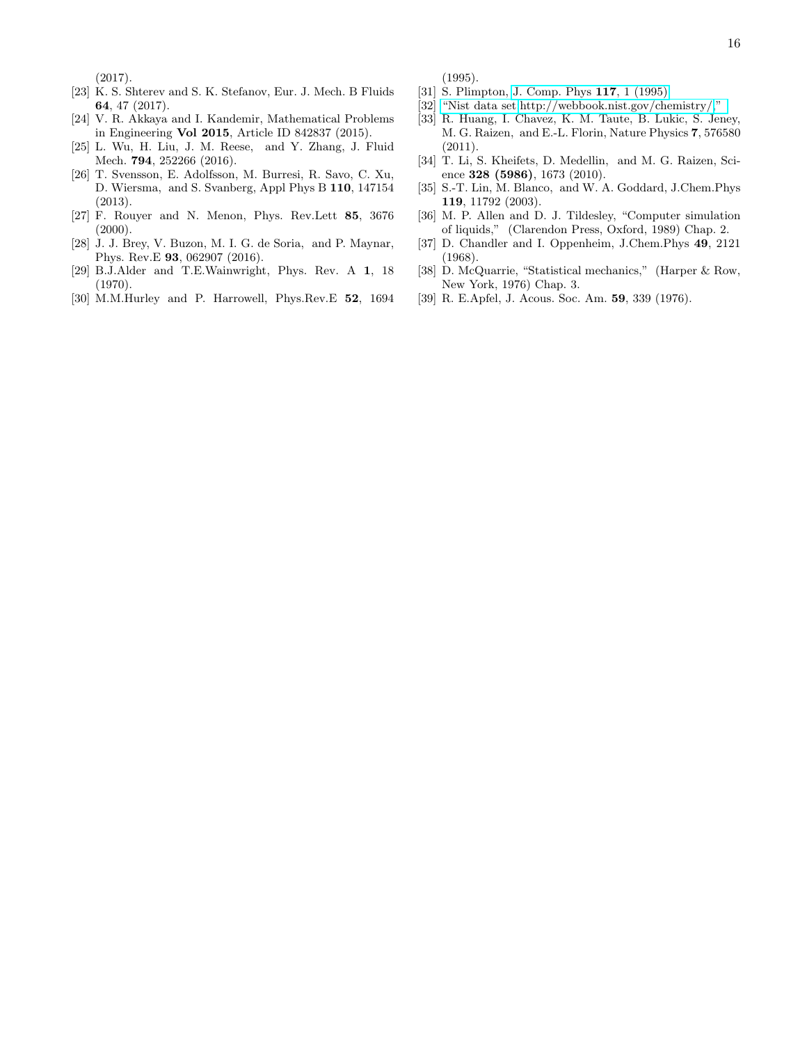(2017).

[23] K. S. Shterev and S. K. Stefanov, Eur. J. Mech. B Fluids **64**, 47 (2017).

[24] V. R. Akkaya and I. Kandemir, Mathematical Problems in Engineering **Vol 2015**, Article ID 842837 (2015).

[25] L. Wu, H. Liu, J. M. Reese, and Y. Zhang, J. Fluid Mech. **794**, 252266 (2016).

[26] T. Svensson, E. Adolfsson, M. Burresi, R. Savo, C. Xu, D. Wiersma, and S. Svanberg, Appl Phys B **110**, 147154 (2013).

[27] F. Rouyer and N. Menon, Phys. Rev.Lett **85**, 3676 (2000).

[28] J. J. Brey, V. Buzon, M. I. G. de Soria, and P. Maynar, Phys. Rev.E **93**, 062907 (2016).

[29] B.J.Alder and T.E.Wainwright, Phys. Rev. A **1**, 18 (1970).

[30] M.M.Hurley and P. Harrowell, Phys.Rev.E **52**, 1694 (1995).

[31] S. Plimpton, J. Comp. Phys **117**, 1 (1995).

[32] "Nist data set http://webbook.nist.gov/chemistry/,".

[33] R. Huang, I. Chavez, K. M. Taute, B. Lukic, S. Jeney, M. G. Raizen, and E.-L. Florin, Nature Physics **7**, 576580 (2011).

[34] T. Li, S. Kheifets, D. Medellin, and M. G. Raizen, Science **328 (5986)**, 1673 (2010).

[35] S.-T. Lin, M. Blanco, and W. A. Goddard, J.Chem.Phys **119**, 11792 (2003).

[36] M. P. Allen and D. J. Tildesley, "Computer simulation of liquids," (Clarendon Press, Oxford, 1989) Chap. 2.

[37] D. Chandler and I. Oppenheim, J.Chem.Phys **49**, 2121 (1968).

[38] D. McQuarrie, "Statistical mechanics," (Harper & Row, New York, 1976) Chap. 3.

[39] R. E.Apfel, J. Acous. Soc. Am. **59**, 339 (1976).